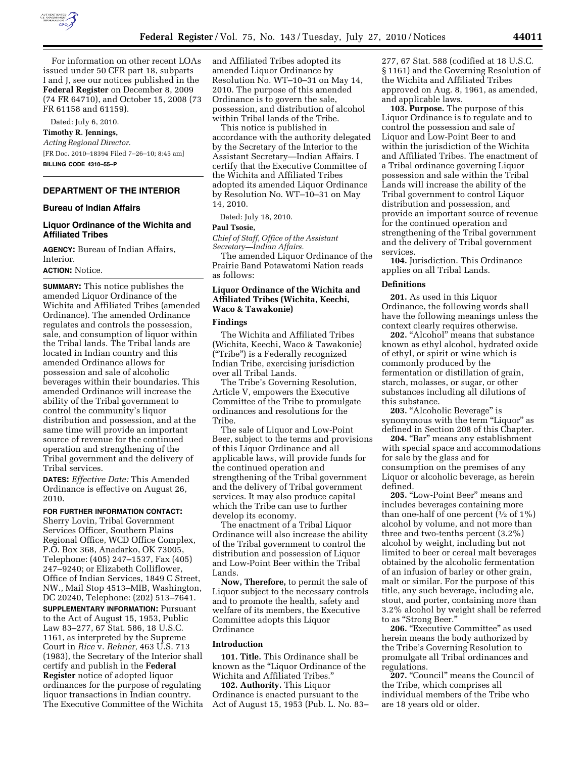For information on other recent LOAs issued under 50 CFR part 18, subparts I and J, see our notices published in the **Federal Register** on December 8, 2009 (74 FR 64710), and October 15, 2008 (73 FR 61158 and 61159).

Dated: July 6, 2010.

**Timothy R. Jennings,**

*Acting Regional Director.*

[FR Doc. 2010–18394 Filed 7–26–10; 8:45 am]

**BILLING CODE 4310–55–P**

## DEPARTMENT OF THE INTERIOR

### Bureau of Indian Affairs

### Liquor Ordinance of the Wichita and Affiliated Tribes

**AGENCY:** Bureau of Indian Affairs, Interior.

**ACTION:** Notice.

**SUMMARY:** This notice publishes the amended Liquor Ordinance of the Wichita and Affiliated Tribes (amended Ordinance). The amended Ordinance regulates and controls the possession, sale, and consumption of liquor within the Tribal lands. The Tribal lands are located in Indian country and this amended Ordinance allows for possession and sale of alcoholic beverages within their boundaries. This amended Ordinance will increase the ability of the Tribal government to control the community's liquor distribution and possession, and at the same time will provide an important source of revenue for the continued operation and strengthening of the Tribal government and the delivery of Tribal services.

**DATES:** *Effective Date:* This Amended Ordinance is effective on August 26, 2010.

**FOR FURTHER INFORMATION CONTACT:** Sherry Lovin, Tribal Government Services Officer, Southern Plains Regional Office, WCD Office Complex, P.O. Box 368, Anadarko, OK 73005, Telephone: (405) 247–1537, Fax (405) 247–9240; or Elizabeth Colliflower, Office of Indian Services, 1849 C Street, NW., Mail Stop 4513–MIB, Washington, DC 20240, Telephone: (202) 513–7641.

**SUPPLEMENTARY INFORMATION:** Pursuant to the Act of August 15, 1953, Public Law 83–277, 67 Stat. 586, 18 U.S.C. 1161, as interpreted by the Supreme Court in *Rice* v. *Rehner,* 463 U.S. 713 (1983), the Secretary of the Interior shall certify and publish in the **Federal Register** notice of adopted liquor ordinances for the purpose of regulating liquor transactions in Indian country. The Executive Committee of the Wichita and Affiliated Tribes adopted its amended Liquor Ordinance by Resolution No. WT–10–31 on May 14, 2010. The purpose of this amended Ordinance is to govern the sale, possession, and distribution of alcohol within Tribal lands of the Tribe.

This notice is published in accordance with the authority delegated by the Secretary of the Interior to the Assistant Secretary—Indian Affairs. I certify that the Executive Committee of the Wichita and Affiliated Tribes adopted its amended Liquor Ordinance by Resolution No. WT–10–31 on May 14, 2010.

Dated: July 18, 2010.

**Paul Tsosie,**

*Chief of Staff, Office of the Assistant Secretary—Indian Affairs.*

The amended Liquor Ordinance of the Prairie Band Potawatomi Nation reads as follows:

### Liquor Ordinance of the Wichita and Affiliated Tribes (Wichita, Keechi, Waco & Tawakonie)

#### Findings

The Wichita and Affiliated Tribes (Wichita, Keechi, Waco & Tawakonie) ("Tribe") is a Federally recognized Indian Tribe, exercising jurisdiction over all Tribal Lands.

The Tribe's Governing Resolution, Article V, empowers the Executive Committee of the Tribe to promulgate ordinances and resolutions for the Tribe.

The sale of Liquor and Low-Point Beer, subject to the terms and provisions of this Liquor Ordinance and all applicable laws, will provide funds for the continued operation and strengthening of the Tribal government and the delivery of Tribal government services. It may also produce capital which the Tribe can use to further develop its economy.

The enactment of a Tribal Liquor Ordinance will also increase the ability of the Tribal government to control the distribution and possession of Liquor and Low-Point Beer within the Tribal Lands.

**Now, Therefore,** to permit the sale of Liquor subject to the necessary controls and to promote the health, safety and welfare of its members, the Executive Committee adopts this Liquor Ordinance

#### Introduction

**101. Title.** This Ordinance shall be known as the "Liquor Ordinance of the Wichita and Affiliated Tribes."

**102. Authority.** This Liquor Ordinance is enacted pursuant to the Act of August 15, 1953 (Pub. L. No. 83–277, 67 Stat. 588 (codified at 18 U.S.C. § 1161) and the Governing Resolution of the Wichita and Affiliated Tribes approved on Aug. 8, 1961, as amended, and applicable laws.

**103. Purpose.** The purpose of this Liquor Ordinance is to regulate and to control the possession and sale of Liquor and Low-Point Beer to and within the jurisdiction of the Wichita and Affiliated Tribes. The enactment of a Tribal ordinance governing Liquor possession and sale within the Tribal Lands will increase the ability of the Tribal government to control Liquor distribution and possession, and provide an important source of revenue for the continued operation and strengthening of the Tribal government and the delivery of Tribal government services.

**104.** Jurisdiction. This Ordinance applies on all Tribal Lands.

#### Definitions

**201.** As used in this Liquor Ordinance, the following words shall have the following meanings unless the context clearly requires otherwise.

**202.** "Alcohol" means that substance known as ethyl alcohol, hydrated oxide of ethyl, or spirit or wine which is commonly produced by the fermentation or distillation of grain, starch, molasses, or sugar, or other substances including all dilutions of this substance.

**203.** "Alcoholic Beverage" is synonymous with the term "Liquor" as defined in Section 208 of this Chapter.

**204.** "Bar" means any establishment with special space and accommodations for sale by the glass and for consumption on the premises of any Liquor or alcoholic beverage, as herein defined.

**205.** "Low-Point Beer" means and includes beverages containing more than one-half of one percent (1/2 of 1%) alcohol by volume, and not more than three and two-tenths percent (3.2%) alcohol by weight, including but not limited to beer or cereal malt beverages obtained by the alcoholic fermentation of an infusion of barley or other grain, malt or similar. For the purpose of this title, any such beverage, including ale, stout, and porter, containing more than 3.2% alcohol by weight shall be referred to as "Strong Beer."

**206.** "Executive Committee" as used herein means the body authorized by the Tribe's Governing Resolution to promulgate all Tribal ordinances and regulations.

**207.** "Council" means the Council of the Tribe, which comprises all individual members of the Tribe who are 18 years old or older.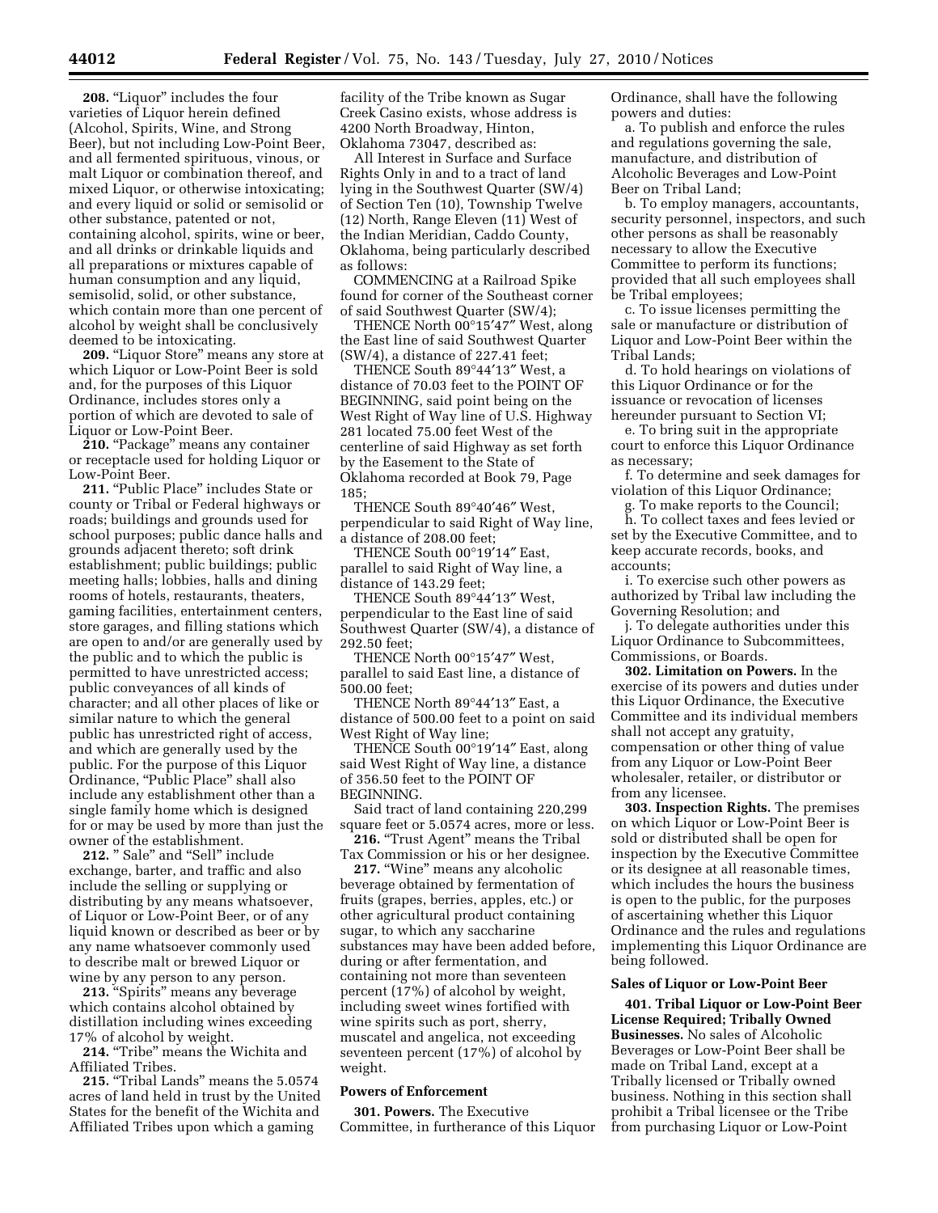**208.** "Liquor" includes the four varieties of Liquor herein defined (Alcohol, Spirits, Wine, and Strong Beer), but not including Low-Point Beer, and all fermented spirituous, vinous, or malt Liquor or combination thereof, and mixed Liquor, or otherwise intoxicating; and every liquid or solid or semisolid or other substance, patented or not, containing alcohol, spirits, wine or beer, and all drinks or drinkable liquids and all preparations or mixtures capable of human consumption and any liquid, semisolid, solid, or other substance, which contain more than one percent of alcohol by weight shall be conclusively deemed to be intoxicating.

**209.** "Liquor Store" means any store at which Liquor or Low-Point Beer is sold and, for the purposes of this Liquor Ordinance, includes stores only a portion of which are devoted to sale of Liquor or Low-Point Beer.

**210.** "Package" means any container or receptacle used for holding Liquor or Low-Point Beer.

**211.** "Public Place" includes State or county or Tribal or Federal highways or roads; buildings and grounds used for school purposes; public dance halls and grounds adjacent thereto; soft drink establishment; public buildings; public meeting halls; lobbies, halls and dining rooms of hotels, restaurants, theaters, gaming facilities, entertainment centers, store garages, and filling stations which are open to and/or are generally used by the public and to which the public is permitted to have unrestricted access; public conveyances of all kinds of character; and all other places of like or similar nature to which the general public has unrestricted right of access, and which are generally used by the public. For the purpose of this Liquor Ordinance, "Public Place" shall also include any establishment other than a single family home which is designed for or may be used by more than just the owner of the establishment.

**212.** " Sale" and "Sell" include exchange, barter, and traffic and also include the selling or supplying or distributing by any means whatsoever, of Liquor or Low-Point Beer, or of any liquid known or described as beer or by any name whatsoever commonly used to describe malt or brewed Liquor or wine by any person to any person.

**213.** "Spirits" means any beverage which contains alcohol obtained by distillation including wines exceeding 17% of alcohol by weight.

**214.** "Tribe" means the Wichita and Affiliated Tribes.

**215.** "Tribal Lands" means the 5.0574 acres of land held in trust by the United States for the benefit of the Wichita and Affiliated Tribes upon which a gaming facility of the Tribe known as Sugar Creek Casino exists, whose address is 4200 North Broadway, Hinton, Oklahoma 73047, described as:

All Interest in Surface and Surface Rights Only in and to a tract of land lying in the Southwest Quarter (SW/4) of Section Ten (10), Township Twelve (12) North, Range Eleven (11) West of the Indian Meridian, Caddo County, Oklahoma, being particularly described as follows:

COMMENCING at a Railroad Spike found for corner of the Southeast corner of said Southwest Quarter (SW/4);

THENCE North 00°15′47″ West, along the East line of said Southwest Quarter (SW/4), a distance of 227.41 feet;

THENCE South 89°44′13″ West, a distance of 70.03 feet to the POINT OF BEGINNING, said point being on the West Right of Way line of U.S. Highway 281 located 75.00 feet West of the centerline of said Highway as set forth by the Easement to the State of Oklahoma recorded at Book 79, Page 185;

THENCE South 89°40′46″ West, perpendicular to said Right of Way line, a distance of 208.00 feet;

THENCE South 00°19′14″ East, parallel to said Right of Way line, a distance of 143.29 feet;

THENCE South 89°44′13″ West, perpendicular to the East line of said Southwest Quarter (SW/4), a distance of 292.50 feet;

THENCE North 00°15′47″ West, parallel to said East line, a distance of 500.00 feet;

THENCE North 89°44′13″ East, a distance of 500.00 feet to a point on said West Right of Way line;

THENCE South 00°19′14″ East, along said West Right of Way line, a distance of 356.50 feet to the POINT OF BEGINNING.

Said tract of land containing 220,299 square feet or 5.0574 acres, more or less.

**216.** "Trust Agent" means the Tribal Tax Commission or his or her designee.

**217.** "Wine" means any alcoholic beverage obtained by fermentation of fruits (grapes, berries, apples, etc.) or other agricultural product containing sugar, to which any saccharine substances may have been added before, during or after fermentation, and containing not more than seventeen percent (17%) of alcohol by weight, including sweet wines fortified with wine spirits such as port, sherry, muscatel and angelica, not exceeding seventeen percent (17%) of alcohol by weight.

**Powers of Enforcement**

**301. Powers.** The Executive Committee, in furtherance of this Liquor Ordinance, shall have the following powers and duties:

a. To publish and enforce the rules and regulations governing the sale, manufacture, and distribution of Alcoholic Beverages and Low-Point Beer on Tribal Land;

b. To employ managers, accountants, security personnel, inspectors, and such other persons as shall be reasonably necessary to allow the Executive Committee to perform its functions; provided that all such employees shall be Tribal employees;

c. To issue licenses permitting the sale or manufacture or distribution of Liquor and Low-Point Beer within the Tribal Lands;

d. To hold hearings on violations of this Liquor Ordinance or for the issuance or revocation of licenses hereunder pursuant to Section VI;

e. To bring suit in the appropriate court to enforce this Liquor Ordinance as necessary;

f. To determine and seek damages for violation of this Liquor Ordinance;

g. To make reports to the Council;

h. To collect taxes and fees levied or set by the Executive Committee, and to keep accurate records, books, and accounts;

i. To exercise such other powers as authorized by Tribal law including the Governing Resolution; and

j. To delegate authorities under this Liquor Ordinance to Subcommittees, Commissions, or Boards.

**302. Limitation on Powers.** In the exercise of its powers and duties under this Liquor Ordinance, the Executive Committee and its individual members shall not accept any gratuity, compensation or other thing of value from any Liquor or Low-Point Beer wholesaler, retailer, or distributor or from any licensee.

**303. Inspection Rights.** The premises on which Liquor or Low-Point Beer is sold or distributed shall be open for inspection by the Executive Committee or its designee at all reasonable times, which includes the hours the business is open to the public, for the purposes of ascertaining whether this Liquor Ordinance and the rules and regulations implementing this Liquor Ordinance are being followed.

**Sales of Liquor or Low-Point Beer**

**401. Tribal Liquor or Low-Point Beer License Required; Tribally Owned Businesses.** No sales of Alcoholic Beverages or Low-Point Beer shall be made on Tribal Land, except at a Tribally licensed or Tribally owned business. Nothing in this section shall prohibit a Tribal licensee or the Tribe from purchasing Liquor or Low-Point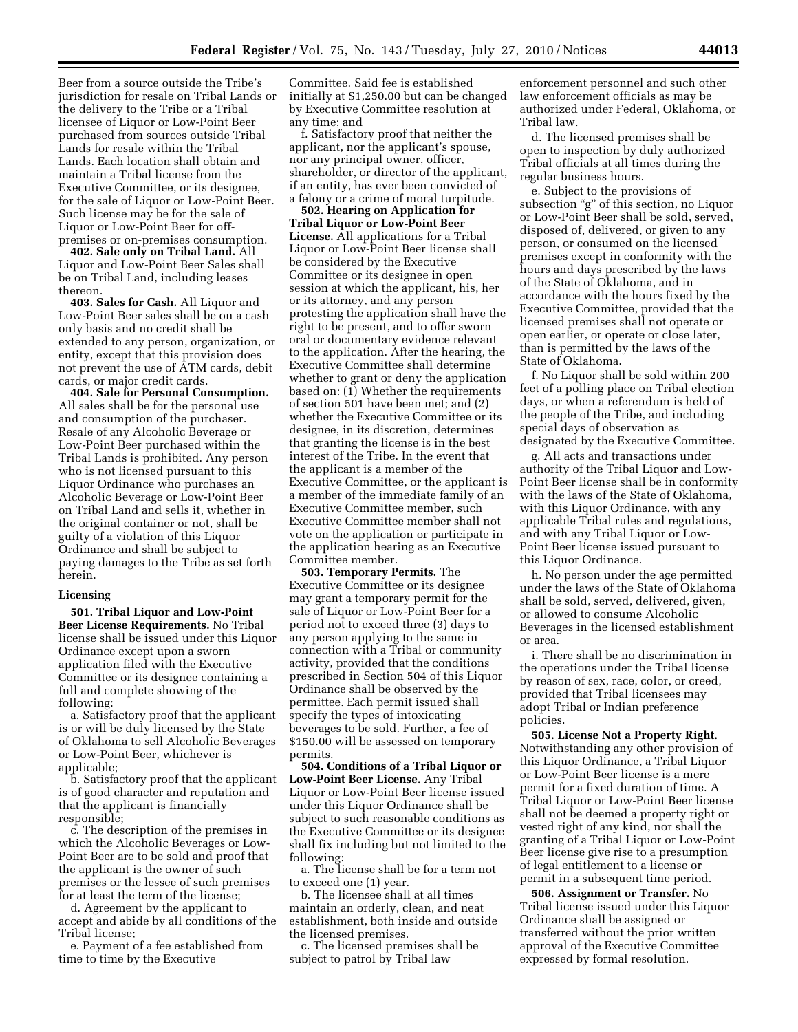Beer from a source outside the Tribe's jurisdiction for resale on Tribal Lands or the delivery to the Tribe or a Tribal licensee of Liquor or Low-Point Beer purchased from sources outside Tribal Lands for resale within the Tribal Lands. Each location shall obtain and maintain a Tribal license from the Executive Committee, or its designee, for the sale of Liquor or Low-Point Beer. Such license may be for the sale of Liquor or Low-Point Beer for off-premises or on-premises consumption.

**402. Sale only on Tribal Land.** All Liquor and Low-Point Beer Sales shall be on Tribal Land, including leases thereon.

**403. Sales for Cash.** All Liquor and Low-Point Beer sales shall be on a cash only basis and no credit shall be extended to any person, organization, or entity, except that this provision does not prevent the use of ATM cards, debit cards, or major credit cards.

**404. Sale for Personal Consumption.** All sales shall be for the personal use and consumption of the purchaser. Resale of any Alcoholic Beverage or Low-Point Beer purchased within the Tribal Lands is prohibited. Any person who is not licensed pursuant to this Liquor Ordinance who purchases an Alcoholic Beverage or Low-Point Beer on Tribal Land and sells it, whether in the original container or not, shall be guilty of a violation of this Liquor Ordinance and shall be subject to paying damages to the Tribe as set forth herein.

**Licensing**

**501. Tribal Liquor and Low-Point Beer License Requirements.** No Tribal license shall be issued under this Liquor Ordinance except upon a sworn application filed with the Executive Committee or its designee containing a full and complete showing of the following:

a. Satisfactory proof that the applicant is or will be duly licensed by the State of Oklahoma to sell Alcoholic Beverages or Low-Point Beer, whichever is applicable;

b. Satisfactory proof that the applicant is of good character and reputation and that the applicant is financially responsible;

c. The description of the premises in which the Alcoholic Beverages or Low-Point Beer are to be sold and proof that the applicant is the owner of such premises or the lessee of such premises for at least the term of the license;

d. Agreement by the applicant to accept and abide by all conditions of the Tribal license;

e. Payment of a fee established from time to time by the Executive Committee. Said fee is established initially at $1,250.00 but can be changed by Executive Committee resolution at any time; and

f. Satisfactory proof that neither the applicant, nor the applicant's spouse, nor any principal owner, officer, shareholder, or director of the applicant, if an entity, has ever been convicted of a felony or a crime of moral turpitude.

**502. Hearing on Application for Tribal Liquor or Low-Point Beer License.** All applications for a Tribal Liquor or Low-Point Beer license shall be considered by the Executive Committee or its designee in open session at which the applicant, his, her or its attorney, and any person protesting the application shall have the right to be present, and to offer sworn oral or documentary evidence relevant to the application. After the hearing, the Executive Committee shall determine whether to grant or deny the application based on: (1) Whether the requirements of section 501 have been met; and (2) whether the Executive Committee or its designee, in its discretion, determines that granting the license is in the best interest of the Tribe. In the event that the applicant is a member of the Executive Committee, or the applicant is a member of the immediate family of an Executive Committee member, such Executive Committee member shall not vote on the application or participate in the application hearing as an Executive Committee member.

**503. Temporary Permits.** The Executive Committee or its designee may grant a temporary permit for the sale of Liquor or Low-Point Beer for a period not to exceed three (3) days to any person applying to the same in connection with a Tribal or community activity, provided that the conditions prescribed in Section 504 of this Liquor Ordinance shall be observed by the permittee. Each permit issued shall specify the types of intoxicating beverages to be sold. Further, a fee of $150.00 will be assessed on temporary permits.

**504. Conditions of a Tribal Liquor or Low-Point Beer License.** Any Tribal Liquor or Low-Point Beer license issued under this Liquor Ordinance shall be subject to such reasonable conditions as the Executive Committee or its designee shall fix including but not limited to the following:

a. The license shall be for a term not to exceed one (1) year.

b. The licensee shall at all times maintain an orderly, clean, and neat establishment, both inside and outside the licensed premises.

c. The licensed premises shall be subject to patrol by Tribal law enforcement personnel and such other law enforcement officials as may be authorized under Federal, Oklahoma, or Tribal law.

d. The licensed premises shall be open to inspection by duly authorized Tribal officials at all times during the regular business hours.

e. Subject to the provisions of subsection "g" of this section, no Liquor or Low-Point Beer shall be sold, served, disposed of, delivered, or given to any person, or consumed on the licensed premises except in conformity with the hours and days prescribed by the laws of the State of Oklahoma, and in accordance with the hours fixed by the Executive Committee, provided that the licensed premises shall not operate or open earlier, or operate or close later, than is permitted by the laws of the State of Oklahoma.

f. No Liquor shall be sold within 200 feet of a polling place on Tribal election days, or when a referendum is held of the people of the Tribe, and including special days of observation as designated by the Executive Committee.

g. All acts and transactions under authority of the Tribal Liquor and Low-Point Beer license shall be in conformity with the laws of the State of Oklahoma, with this Liquor Ordinance, with any applicable Tribal rules and regulations, and with any Tribal Liquor or Low-Point Beer license issued pursuant to this Liquor Ordinance.

h. No person under the age permitted under the laws of the State of Oklahoma shall be sold, served, delivered, given, or allowed to consume Alcoholic Beverages in the licensed establishment or area.

i. There shall be no discrimination in the operations under the Tribal license by reason of sex, race, color, or creed, provided that Tribal licensees may adopt Tribal or Indian preference policies.

**505. License Not a Property Right.** Notwithstanding any other provision of this Liquor Ordinance, a Tribal Liquor or Low-Point Beer license is a mere permit for a fixed duration of time. A Tribal Liquor or Low-Point Beer license shall not be deemed a property right or vested right of any kind, nor shall the granting of a Tribal Liquor or Low-Point Beer license give rise to a presumption of legal entitlement to a license or permit in a subsequent time period.

**506. Assignment or Transfer.** No Tribal license issued under this Liquor Ordinance shall be assigned or transferred without the prior written approval of the Executive Committee expressed by formal resolution.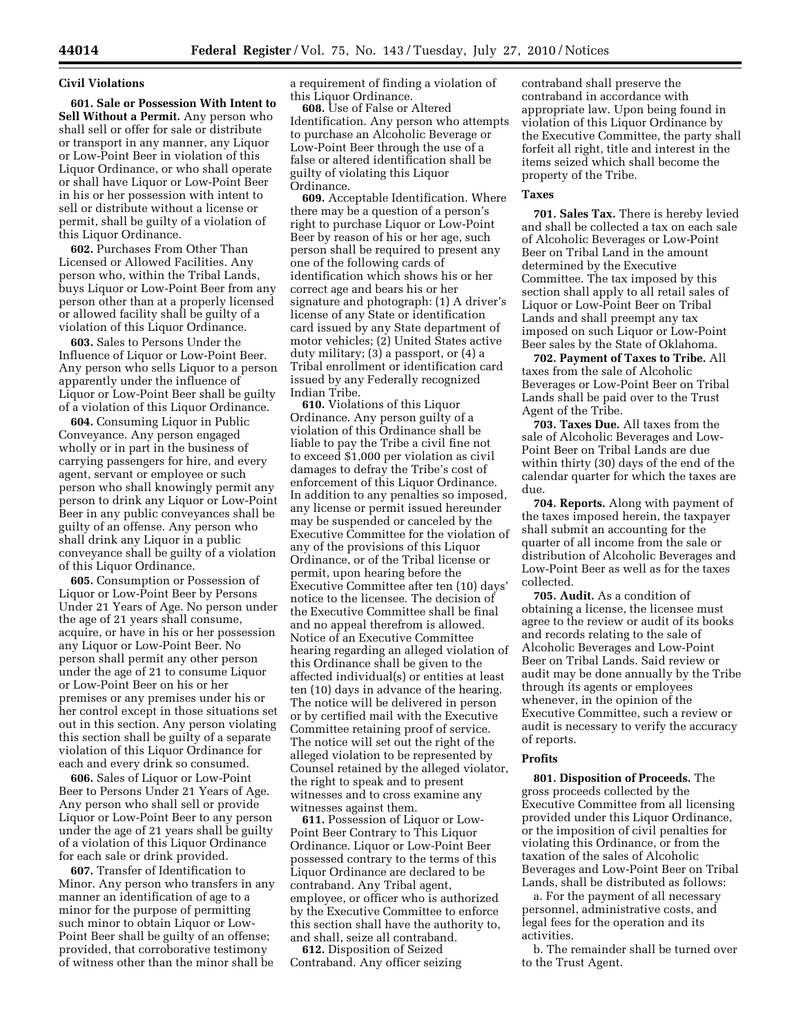**Civil Violations**

**601. Sale or Possession With Intent to Sell Without a Permit.** Any person who shall sell or offer for sale or distribute or transport in any manner, any Liquor or Low-Point Beer in violation of this Liquor Ordinance, or who shall operate or shall have Liquor or Low-Point Beer in his or her possession with intent to sell or distribute without a license or permit, shall be guilty of a violation of this Liquor Ordinance.

**602.** Purchases From Other Than Licensed or Allowed Facilities. Any person who, within the Tribal Lands, buys Liquor or Low-Point Beer from any person other than at a properly licensed or allowed facility shall be guilty of a violation of this Liquor Ordinance.

**603.** Sales to Persons Under the Influence of Liquor or Low-Point Beer. Any person who sells Liquor to a person apparently under the influence of Liquor or Low-Point Beer shall be guilty of a violation of this Liquor Ordinance.

**604.** Consuming Liquor in Public Conveyance. Any person engaged wholly or in part in the business of carrying passengers for hire, and every agent, servant or employee or such person who shall knowingly permit any person to drink any Liquor or Low-Point Beer in any public conveyances shall be guilty of an offense. Any person who shall drink any Liquor in a public conveyance shall be guilty of a violation of this Liquor Ordinance.

**605.** Consumption or Possession of Liquor or Low-Point Beer by Persons Under 21 Years of Age. No person under the age of 21 years shall consume, acquire, or have in his or her possession any Liquor or Low-Point Beer. No person shall permit any other person under the age of 21 to consume Liquor or Low-Point Beer on his or her premises or any premises under his or her control except in those situations set out in this section. Any person violating this section shall be guilty of a separate violation of this Liquor Ordinance for each and every drink so consumed.

**606.** Sales of Liquor or Low-Point Beer to Persons Under 21 Years of Age. Any person who shall sell or provide Liquor or Low-Point Beer to any person under the age of 21 years shall be guilty of a violation of this Liquor Ordinance for each sale or drink provided.

**607.** Transfer of Identification to Minor. Any person who transfers in any manner an identification of age to a minor for the purpose of permitting such minor to obtain Liquor or Low-Point Beer shall be guilty of an offense; provided, that corroborative testimony of witness other than the minor shall be a requirement of finding a violation of this Liquor Ordinance.

**608.** Use of False or Altered Identification. Any person who attempts to purchase an Alcoholic Beverage or Low-Point Beer through the use of a false or altered identification shall be guilty of violating this Liquor Ordinance.

**609.** Acceptable Identification. Where there may be a question of a person's right to purchase Liquor or Low-Point Beer by reason of his or her age, such person shall be required to present any one of the following cards of identification which shows his or her correct age and bears his or her signature and photograph: (1) A driver's license of any State or identification card issued by any State department of motor vehicles; (2) United States active duty military; (3) a passport, or (4) a Tribal enrollment or identification card issued by any Federally recognized Indian Tribe.

**610.** Violations of this Liquor Ordinance. Any person guilty of a violation of this Ordinance shall be liable to pay the Tribe a civil fine not to exceed $1,000 per violation as civil damages to defray the Tribe's cost of enforcement of this Liquor Ordinance. In addition to any penalties so imposed, any license or permit issued hereunder may be suspended or canceled by the Executive Committee for the violation of any of the provisions of this Liquor Ordinance, or of the Tribal license or permit, upon hearing before the Executive Committee after ten (10) days' notice to the licensee. The decision of the Executive Committee shall be final and no appeal therefrom is allowed. Notice of an Executive Committee hearing regarding an alleged violation of this Ordinance shall be given to the affected individual(s) or entities at least ten (10) days in advance of the hearing. The notice will be delivered in person or by certified mail with the Executive Committee retaining proof of service. The notice will set out the right of the alleged violation to be represented by Counsel retained by the alleged violator, the right to speak and to present witnesses and to cross examine any witnesses against them.

**611.** Possession of Liquor or Low-Point Beer Contrary to This Liquor Ordinance. Liquor or Low-Point Beer possessed contrary to the terms of this Liquor Ordinance are declared to be contraband. Any Tribal agent, employee, or officer who is authorized by the Executive Committee to enforce this section shall have the authority to, and shall, seize all contraband.

**612.** Disposition of Seized Contraband. Any officer seizing contraband shall preserve the contraband in accordance with appropriate law. Upon being found in violation of this Liquor Ordinance by the Executive Committee, the party shall forfeit all right, title and interest in the items seized which shall become the property of the Tribe.

**Taxes**

**701. Sales Tax.** There is hereby levied and shall be collected a tax on each sale of Alcoholic Beverages or Low-Point Beer on Tribal Land in the amount determined by the Executive Committee. The tax imposed by this section shall apply to all retail sales of Liquor or Low-Point Beer on Tribal Lands and shall preempt any tax imposed on such Liquor or Low-Point Beer sales by the State of Oklahoma.

**702. Payment of Taxes to Tribe.** All taxes from the sale of Alcoholic Beverages or Low-Point Beer on Tribal Lands shall be paid over to the Trust Agent of the Tribe.

**703. Taxes Due.** All taxes from the sale of Alcoholic Beverages and Low-Point Beer on Tribal Lands are due within thirty (30) days of the end of the calendar quarter for which the taxes are due.

**704. Reports.** Along with payment of the taxes imposed herein, the taxpayer shall submit an accounting for the quarter of all income from the sale or distribution of Alcoholic Beverages and Low-Point Beer as well as for the taxes collected.

**705. Audit.** As a condition of obtaining a license, the licensee must agree to the review or audit of its books and records relating to the sale of Alcoholic Beverages and Low-Point Beer on Tribal Lands. Said review or audit may be done annually by the Tribe through its agents or employees whenever, in the opinion of the Executive Committee, such a review or audit is necessary to verify the accuracy of reports.

**Profits**

**801. Disposition of Proceeds.** The gross proceeds collected by the Executive Committee from all licensing provided under this Liquor Ordinance, or the imposition of civil penalties for violating this Ordinance, or from the taxation of the sales of Alcoholic Beverages and Low-Point Beer on Tribal Lands, shall be distributed as follows:

a. For the payment of all necessary personnel, administrative costs, and legal fees for the operation and its activities.

b. The remainder shall be turned over to the Trust Agent.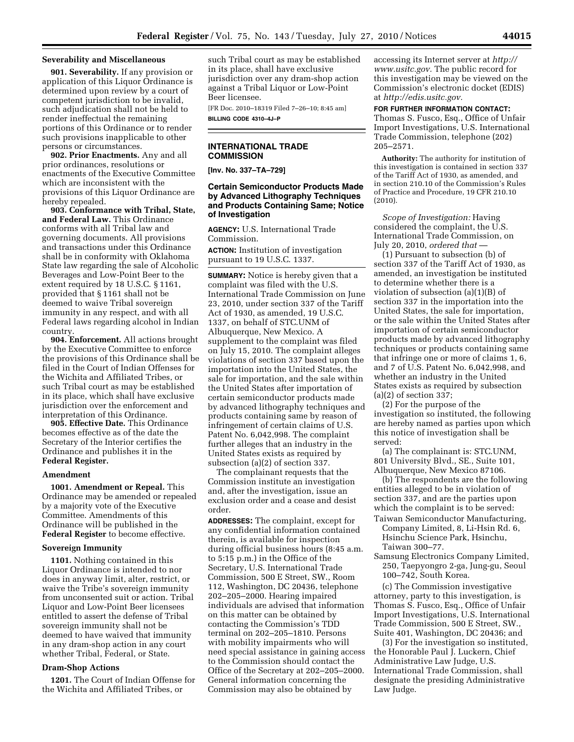### Severability and Miscellaneous

**901. Severability.** If any provision or application of this Liquor Ordinance is determined upon review by a court of competent jurisdiction to be invalid, such adjudication shall not be held to render ineffectual the remaining portions of this Ordinance or to render such provisions inapplicable to other persons or circumstances.

**902. Prior Enactments.** Any and all prior ordinances, resolutions or enactments of the Executive Committee which are inconsistent with the provisions of this Liquor Ordinance are hereby repealed.

**903. Conformance with Tribal, State, and Federal Law.** This Ordinance conforms with all Tribal law and governing documents. All provisions and transactions under this Ordinance shall be in conformity with Oklahoma State law regarding the sale of Alcoholic Beverages and Low-Point Beer to the extent required by 18 U.S.C. § 1161, provided that § 1161 shall not be deemed to waive Tribal sovereign immunity in any respect, and with all Federal laws regarding alcohol in Indian country.

**904. Enforcement.** All actions brought by the Executive Committee to enforce the provisions of this Ordinance shall be filed in the Court of Indian Offenses for the Wichita and Affiliated Tribes, or such Tribal court as may be established in its place, which shall have exclusive jurisdiction over the enforcement and interpretation of this Ordinance.

**905. Effective Date.** This Ordinance becomes effective as of the date the Secretary of the Interior certifies the Ordinance and publishes it in the **Federal Register.**

### Amendment

**1001. Amendment or Repeal.** This Ordinance may be amended or repealed by a majority vote of the Executive Committee. Amendments of this Ordinance will be published in the **Federal Register** to become effective.

### Sovereign Immunity

**1101.** Nothing contained in this Liquor Ordinance is intended to nor does in anyway limit, alter, restrict, or waive the Tribe's sovereign immunity from unconsented suit or action. Tribal Liquor and Low-Point Beer licensees entitled to assert the defense of Tribal sovereign immunity shall not be deemed to have waived that immunity in any dram-shop action in any court whether Tribal, Federal, or State.

### Dram-Shop Actions

**1201.** The Court of Indian Offense for the Wichita and Affiliated Tribes, or such Tribal court as may be established in its place, shall have exclusive jurisdiction over any dram-shop action against a Tribal Liquor or Low-Point Beer licensee.

[FR Doc. 2010–18319 Filed 7–26–10; 8:45 am]

**BILLING CODE 4310–4J–P**

## INTERNATIONAL TRADE COMMISSION

**[Inv. No. 337–TA–729]**

## Certain Semiconductor Products Made by Advanced Lithography Techniques and Products Containing Same; Notice of Investigation

**AGENCY:** U.S. International Trade Commission.

**ACTION:** Institution of investigation pursuant to 19 U.S.C. 1337.

**SUMMARY:** Notice is hereby given that a complaint was filed with the U.S. International Trade Commission on June 23, 2010, under section 337 of the Tariff Act of 1930, as amended, 19 U.S.C. 1337, on behalf of STC.UNM of Albuquerque, New Mexico. A supplement to the complaint was filed on July 15, 2010. The complaint alleges violations of section 337 based upon the importation into the United States, the sale for importation, and the sale within the United States after importation of certain semiconductor products made by advanced lithography techniques and products containing same by reason of infringement of certain claims of U.S. Patent No. 6,042,998. The complaint further alleges that an industry in the United States exists as required by subsection (a)(2) of section 337.

The complainant requests that the Commission institute an investigation and, after the investigation, issue an exclusion order and a cease and desist order.

**ADDRESSES:** The complaint, except for any confidential information contained therein, is available for inspection during official business hours (8:45 a.m. to 5:15 p.m.) in the Office of the Secretary, U.S. International Trade Commission, 500 E Street, SW., Room 112, Washington, DC 20436, telephone 202–205–2000. Hearing impaired individuals are advised that information on this matter can be obtained by contacting the Commission's TDD terminal on 202–205–1810. Persons with mobility impairments who will need special assistance in gaining access to the Commission should contact the Office of the Secretary at 202–205–2000. General information concerning the Commission may also be obtained by accessing its Internet server at *http://www.usitc.gov.* The public record for this investigation may be viewed on the Commission's electronic docket (EDIS) at *http://edis.usitc.gov.*

**FOR FURTHER INFORMATION CONTACT:** Thomas S. Fusco, Esq., Office of Unfair Import Investigations, U.S. International Trade Commission, telephone (202) 205–2571.

**Authority:** The authority for institution of this investigation is contained in section 337 of the Tariff Act of 1930, as amended, and in section 210.10 of the Commission's Rules of Practice and Procedure, 19 CFR 210.10 (2010).

*Scope of Investigation:* Having considered the complaint, the U.S. International Trade Commission, on July 20, 2010, *ordered that* —

(1) Pursuant to subsection (b) of section 337 of the Tariff Act of 1930, as amended, an investigation be instituted to determine whether there is a violation of subsection (a)(1)(B) of section 337 in the importation into the United States, the sale for importation, or the sale within the United States after importation of certain semiconductor products made by advanced lithography techniques or products containing same that infringe one or more of claims 1, 6, and 7 of U.S. Patent No. 6,042,998, and whether an industry in the United States exists as required by subsection (a)(2) of section 337;

(2) For the purpose of the investigation so instituted, the following are hereby named as parties upon which this notice of investigation shall be served:

(a) The complainant is: STC.UNM, 801 University Blvd., SE., Suite 101, Albuquerque, New Mexico 87106.

(b) The respondents are the following entities alleged to be in violation of section 337, and are the parties upon which the complaint is to be served:

Taiwan Semiconductor Manufacturing, Company Limited, 8, Li-Hsin Rd. 6, Hsinchu Science Park, Hsinchu, Taiwan 300–77.

Samsung Electronics Company Limited, 250, Taepyongro 2-ga, Jung-gu, Seoul 100–742, South Korea.

(c) The Commission investigative attorney, party to this investigation, is Thomas S. Fusco, Esq., Office of Unfair Import Investigations, U.S. International Trade Commission, 500 E Street, SW., Suite 401, Washington, DC 20436; and

(3) For the investigation so instituted, the Honorable Paul J. Luckern, Chief Administrative Law Judge, U.S. International Trade Commission, shall designate the presiding Administrative Law Judge.